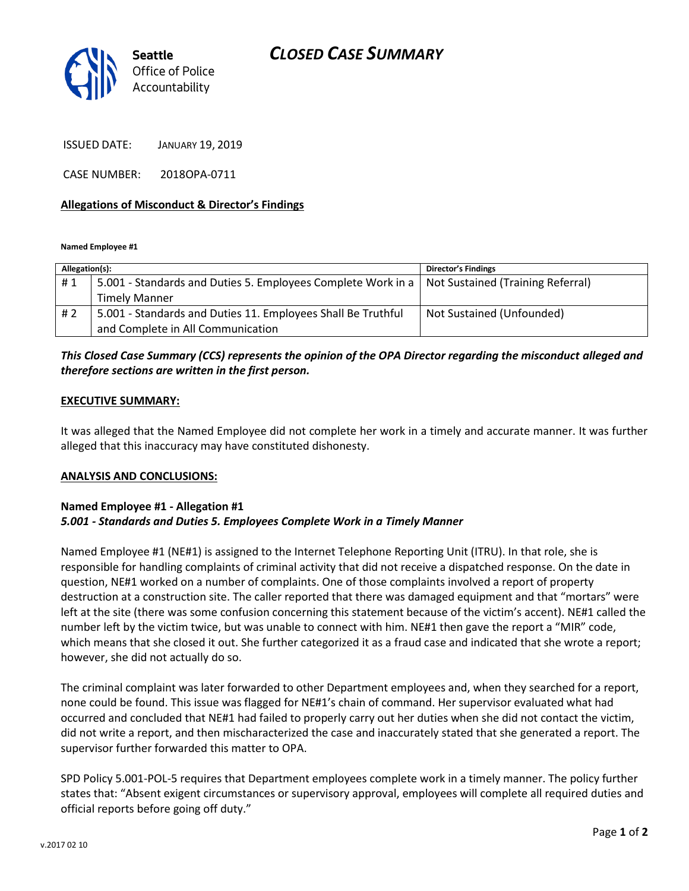**Seattle** Office of Police Accountability

# *CLOSED CASE SUMMARY*

ISSUED DATE: JANUARY 19, 2019

CASE NUMBER: 2018OPA-0711

**Allegations of Misconduct & Director's Findings**

**Named Employee #1**

| Allegation(s): | | Director's Findings |
|---|---|---|
| # 1 | 5.001 - Standards and Duties 5. Employees Complete Work in a Timely Manner | Not Sustained (Training Referral) |
| # 2 | 5.001 - Standards and Duties 11. Employees Shall Be Truthful and Complete in All Communication | Not Sustained (Unfounded) |

***This Closed Case Summary (CCS) represents the opinion of the OPA Director regarding the misconduct alleged and therefore sections are written in the first person.***

**EXECUTIVE SUMMARY:**

It was alleged that the Named Employee did not complete her work in a timely and accurate manner. It was further alleged that this inaccuracy may have constituted dishonesty.

**ANALYSIS AND CONCLUSIONS:**

**Named Employee #1 - Allegation #1**
***5.001 - Standards and Duties 5. Employees Complete Work in a Timely Manner***

Named Employee #1 (NE#1) is assigned to the Internet Telephone Reporting Unit (ITRU). In that role, she is responsible for handling complaints of criminal activity that did not receive a dispatched response. On the date in question, NE#1 worked on a number of complaints. One of those complaints involved a report of property destruction at a construction site. The caller reported that there was damaged equipment and that "mortars" were left at the site (there was some confusion concerning this statement because of the victim's accent). NE#1 called the number left by the victim twice, but was unable to connect with him. NE#1 then gave the report a "MIR" code, which means that she closed it out. She further categorized it as a fraud case and indicated that she wrote a report; however, she did not actually do so.

The criminal complaint was later forwarded to other Department employees and, when they searched for a report, none could be found. This issue was flagged for NE#1's chain of command. Her supervisor evaluated what had occurred and concluded that NE#1 had failed to properly carry out her duties when she did not contact the victim, did not write a report, and then mischaracterized the case and inaccurately stated that she generated a report. The supervisor further forwarded this matter to OPA.

SPD Policy 5.001-POL-5 requires that Department employees complete work in a timely manner. The policy further states that: "Absent exigent circumstances or supervisory approval, employees will complete all required duties and official reports before going off duty."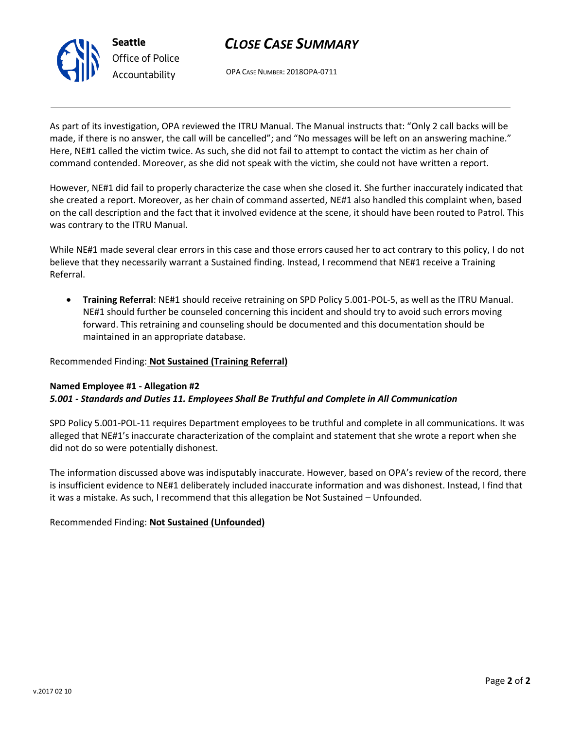As part of its investigation, OPA reviewed the ITRU Manual. The Manual instructs that: "Only 2 call backs will be made, if there is no answer, the call will be cancelled"; and "No messages will be left on an answering machine." Here, NE#1 called the victim twice. As such, she did not fail to attempt to contact the victim as her chain of command contended. Moreover, as she did not speak with the victim, she could not have written a report.

However, NE#1 did fail to properly characterize the case when she closed it. She further inaccurately indicated that she created a report. Moreover, as her chain of command asserted, NE#1 also handled this complaint when, based on the call description and the fact that it involved evidence at the scene, it should have been routed to Patrol. This was contrary to the ITRU Manual.

While NE#1 made several clear errors in this case and those errors caused her to act contrary to this policy, I do not believe that they necessarily warrant a Sustained finding. Instead, I recommend that NE#1 receive a Training Referral.

- **Training Referral**: NE#1 should receive retraining on SPD Policy 5.001-POL-5, as well as the ITRU Manual. NE#1 should further be counseled concerning this incident and should try to avoid such errors moving forward. This retraining and counseling should be documented and this documentation should be maintained in an appropriate database.

Recommended Finding: **Not Sustained (Training Referral)**

**Named Employee #1 - Allegation #2**
***5.001 - Standards and Duties 11. Employees Shall Be Truthful and Complete in All Communication***

SPD Policy 5.001-POL-11 requires Department employees to be truthful and complete in all communications. It was alleged that NE#1's inaccurate characterization of the complaint and statement that she wrote a report when she did not do so were potentially dishonest.

The information discussed above was indisputably inaccurate. However, based on OPA's review of the record, there is insufficient evidence to NE#1 deliberately included inaccurate information and was dishonest. Instead, I find that it was a mistake. As such, I recommend that this allegation be Not Sustained – Unfounded.

Recommended Finding: **Not Sustained (Unfounded)**